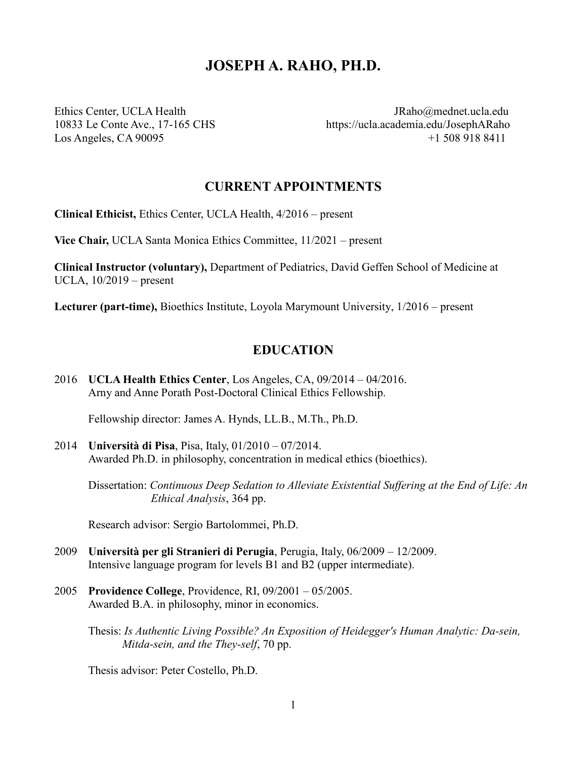# JOSEPH A. RAHO, PH.D.

Ethics Center, UCLA Health
10833 Le Conte Ave., 17-165 CHS
Los Angeles, CA 90095

JRaho@mednet.ucla.edu
https://ucla.academia.edu/JosephARaho
+1 508 918 8411

## CURRENT APPOINTMENTS

**Clinical Ethicist,** Ethics Center, UCLA Health, 4/2016 – present

**Vice Chair,** UCLA Santa Monica Ethics Committee, 11/2021 – present

**Clinical Instructor (voluntary),** Department of Pediatrics, David Geffen School of Medicine at UCLA, 10/2019 – present

**Lecturer (part-time),** Bioethics Institute, Loyola Marymount University, 1/2016 – present

## EDUCATION

2016 **UCLA Health Ethics Center**, Los Angeles, CA, 09/2014 – 04/2016.
Arny and Anne Porath Post-Doctoral Clinical Ethics Fellowship.

Fellowship director: James A. Hynds, LL.B., M.Th., Ph.D.

2014 **Università di Pisa**, Pisa, Italy, 01/2010 – 07/2014.
Awarded Ph.D. in philosophy, concentration in medical ethics (bioethics).

Dissertation: *Continuous Deep Sedation to Alleviate Existential Suffering at the End of Life: An Ethical Analysis*, 364 pp.

Research advisor: Sergio Bartolommei, Ph.D.

2009 **Università per gli Stranieri di Perugia**, Perugia, Italy, 06/2009 – 12/2009.
Intensive language program for levels B1 and B2 (upper intermediate).

2005 **Providence College**, Providence, RI, 09/2001 – 05/2005.
Awarded B.A. in philosophy, minor in economics.

Thesis: *Is Authentic Living Possible? An Exposition of Heidegger's Human Analytic: Da-sein, Mitda-sein, and the They-self*, 70 pp.

Thesis advisor: Peter Costello, Ph.D.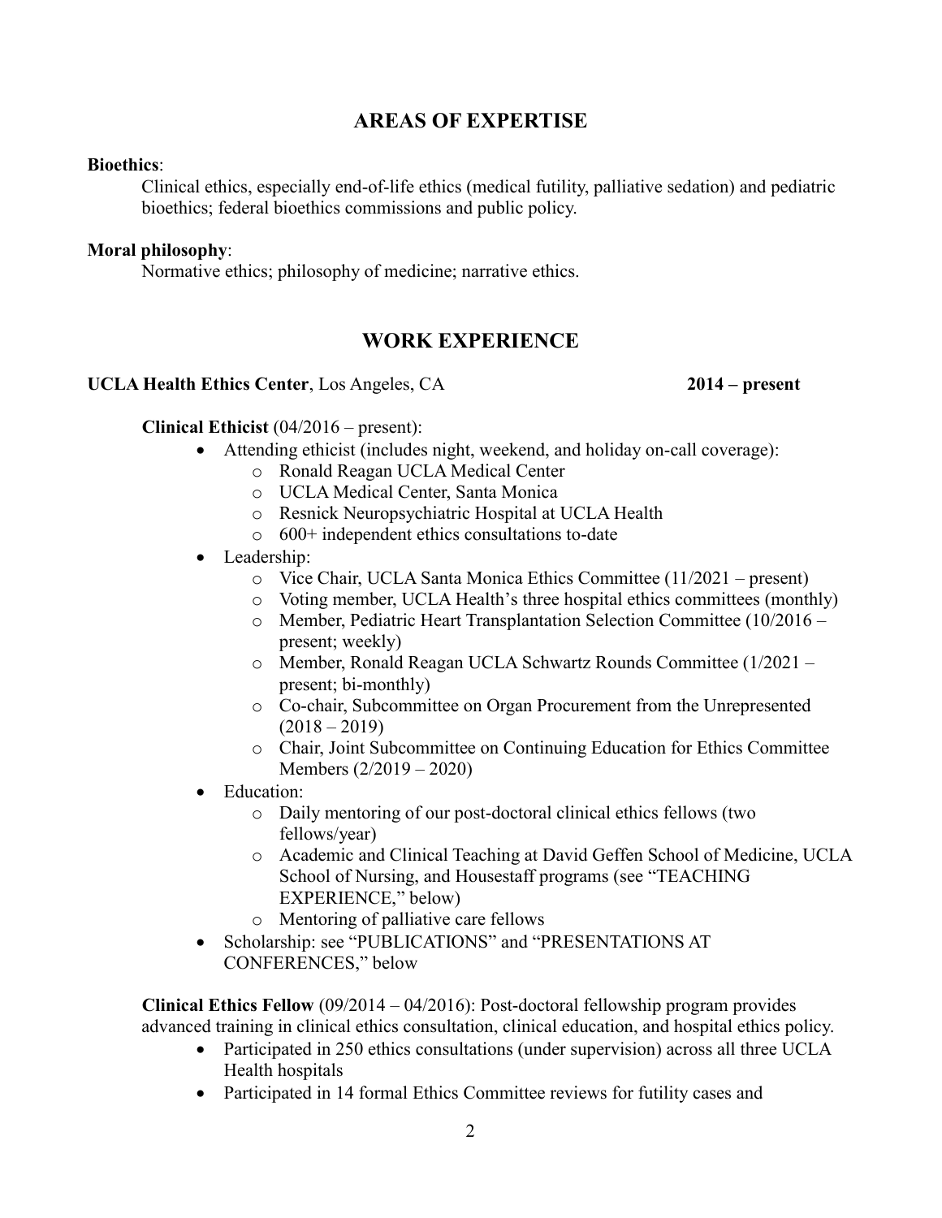## AREAS OF EXPERTISE

**Bioethics**:

Clinical ethics, especially end-of-life ethics (medical futility, palliative sedation) and pediatric bioethics; federal bioethics commissions and public policy.

**Moral philosophy**:

Normative ethics; philosophy of medicine; narrative ethics.

## WORK EXPERIENCE

**UCLA Health Ethics Center**, Los Angeles, CA **2014 – present**

**Clinical Ethicist** (04/2016 – present):

- Attending ethicist (includes night, weekend, and holiday on-call coverage):
  - Ronald Reagan UCLA Medical Center
  - UCLA Medical Center, Santa Monica
  - Resnick Neuropsychiatric Hospital at UCLA Health
  - 600+ independent ethics consultations to-date
- Leadership:
  - Vice Chair, UCLA Santa Monica Ethics Committee (11/2021 – present)
  - Voting member, UCLA Health's three hospital ethics committees (monthly)
  - Member, Pediatric Heart Transplantation Selection Committee (10/2016 – present; weekly)
  - Member, Ronald Reagan UCLA Schwartz Rounds Committee (1/2021 – present; bi-monthly)
  - Co-chair, Subcommittee on Organ Procurement from the Unrepresented (2018 – 2019)
  - Chair, Joint Subcommittee on Continuing Education for Ethics Committee Members (2/2019 – 2020)
- Education:
  - Daily mentoring of our post-doctoral clinical ethics fellows (two fellows/year)
  - Academic and Clinical Teaching at David Geffen School of Medicine, UCLA School of Nursing, and Housestaff programs (see "TEACHING EXPERIENCE," below)
  - Mentoring of palliative care fellows
- Scholarship: see "PUBLICATIONS" and "PRESENTATIONS AT CONFERENCES," below

**Clinical Ethics Fellow** (09/2014 – 04/2016): Post-doctoral fellowship program provides advanced training in clinical ethics consultation, clinical education, and hospital ethics policy.

- Participated in 250 ethics consultations (under supervision) across all three UCLA Health hospitals
- Participated in 14 formal Ethics Committee reviews for futility cases and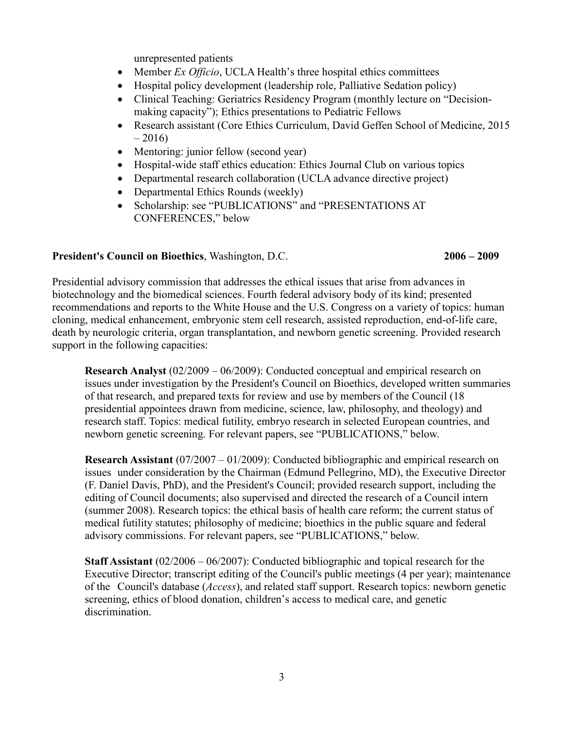unrepresented patients

- Member *Ex Officio*, UCLA Health's three hospital ethics committees
- Hospital policy development (leadership role, Palliative Sedation policy)
- Clinical Teaching: Geriatrics Residency Program (monthly lecture on "Decision-making capacity"); Ethics presentations to Pediatric Fellows
- Research assistant (Core Ethics Curriculum, David Geffen School of Medicine, 2015 – 2016)
- Mentoring: junior fellow (second year)
- Hospital-wide staff ethics education: Ethics Journal Club on various topics
- Departmental research collaboration (UCLA advance directive project)
- Departmental Ethics Rounds (weekly)
- Scholarship: see "PUBLICATIONS" and "PRESENTATIONS AT CONFERENCES," below

**President's Council on Bioethics**, Washington, D.C. **2006 – 2009**

Presidential advisory commission that addresses the ethical issues that arise from advances in biotechnology and the biomedical sciences. Fourth federal advisory body of its kind; presented recommendations and reports to the White House and the U.S. Congress on a variety of topics: human cloning, medical enhancement, embryonic stem cell research, assisted reproduction, end-of-life care, death by neurologic criteria, organ transplantation, and newborn genetic screening. Provided research support in the following capacities:

**Research Analyst** (02/2009 – 06/2009): Conducted conceptual and empirical research on issues under investigation by the President's Council on Bioethics, developed written summaries of that research, and prepared texts for review and use by members of the Council (18 presidential appointees drawn from medicine, science, law, philosophy, and theology) and research staff. Topics: medical futility, embryo research in selected European countries, and newborn genetic screening. For relevant papers, see "PUBLICATIONS," below.

**Research Assistant** (07/2007 – 01/2009): Conducted bibliographic and empirical research on issues under consideration by the Chairman (Edmund Pellegrino, MD), the Executive Director (F. Daniel Davis, PhD), and the President's Council; provided research support, including the editing of Council documents; also supervised and directed the research of a Council intern (summer 2008). Research topics: the ethical basis of health care reform; the current status of medical futility statutes; philosophy of medicine; bioethics in the public square and federal advisory commissions. For relevant papers, see "PUBLICATIONS," below.

**Staff Assistant** (02/2006 – 06/2007): Conducted bibliographic and topical research for the Executive Director; transcript editing of the Council's public meetings (4 per year); maintenance of the Council's database (*Access*), and related staff support. Research topics: newborn genetic screening, ethics of blood donation, children's access to medical care, and genetic discrimination.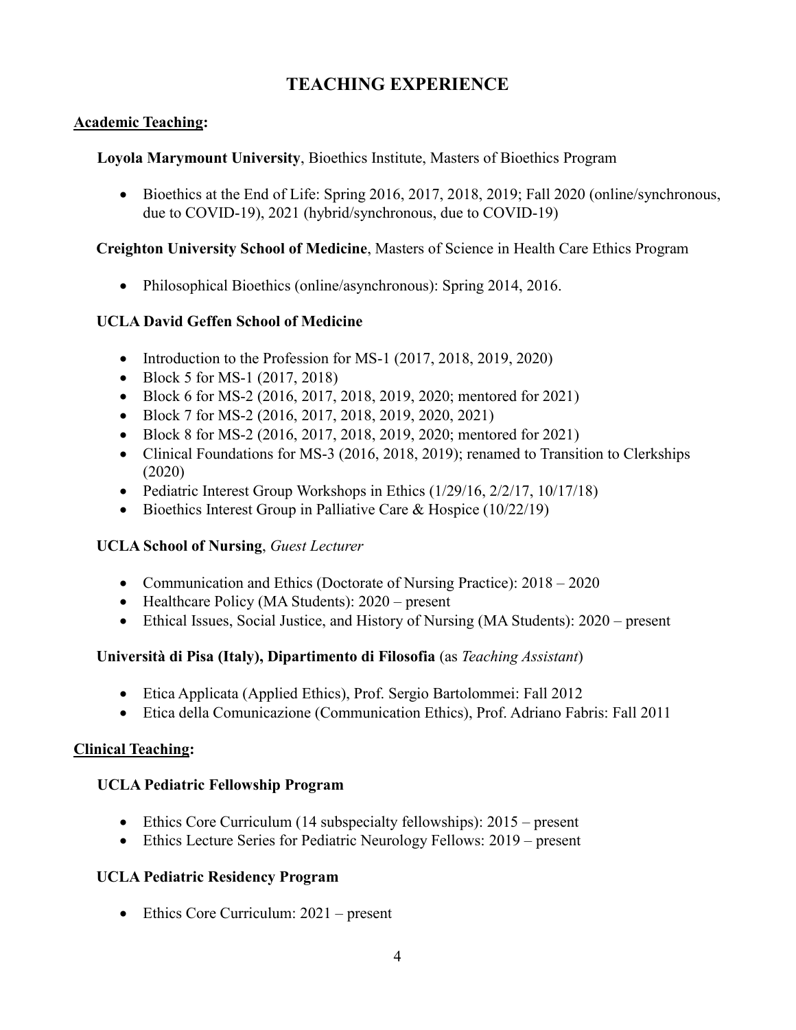# TEACHING EXPERIENCE

**Academic Teaching:**

**Loyola Marymount University**, Bioethics Institute, Masters of Bioethics Program

- Bioethics at the End of Life: Spring 2016, 2017, 2018, 2019; Fall 2020 (online/synchronous, due to COVID-19), 2021 (hybrid/synchronous, due to COVID-19)

**Creighton University School of Medicine**, Masters of Science in Health Care Ethics Program

- Philosophical Bioethics (online/asynchronous): Spring 2014, 2016.

**UCLA David Geffen School of Medicine**

- Introduction to the Profession for MS-1 (2017, 2018, 2019, 2020)
- Block 5 for MS-1 (2017, 2018)
- Block 6 for MS-2 (2016, 2017, 2018, 2019, 2020; mentored for 2021)
- Block 7 for MS-2 (2016, 2017, 2018, 2019, 2020, 2021)
- Block 8 for MS-2 (2016, 2017, 2018, 2019, 2020; mentored for 2021)
- Clinical Foundations for MS-3 (2016, 2018, 2019); renamed to Transition to Clerkships (2020)
- Pediatric Interest Group Workshops in Ethics (1/29/16, 2/2/17, 10/17/18)
- Bioethics Interest Group in Palliative Care & Hospice (10/22/19)

**UCLA School of Nursing**, *Guest Lecturer*

- Communication and Ethics (Doctorate of Nursing Practice): 2018 – 2020
- Healthcare Policy (MA Students): 2020 – present
- Ethical Issues, Social Justice, and History of Nursing (MA Students): 2020 – present

**Università di Pisa (Italy), Dipartimento di Filosofia** (as *Teaching Assistant*)

- Etica Applicata (Applied Ethics), Prof. Sergio Bartolommei: Fall 2012
- Etica della Comunicazione (Communication Ethics), Prof. Adriano Fabris: Fall 2011

**Clinical Teaching:**

**UCLA Pediatric Fellowship Program**

- Ethics Core Curriculum (14 subspecialty fellowships): 2015 – present
- Ethics Lecture Series for Pediatric Neurology Fellows: 2019 – present

**UCLA Pediatric Residency Program**

- Ethics Core Curriculum: 2021 – present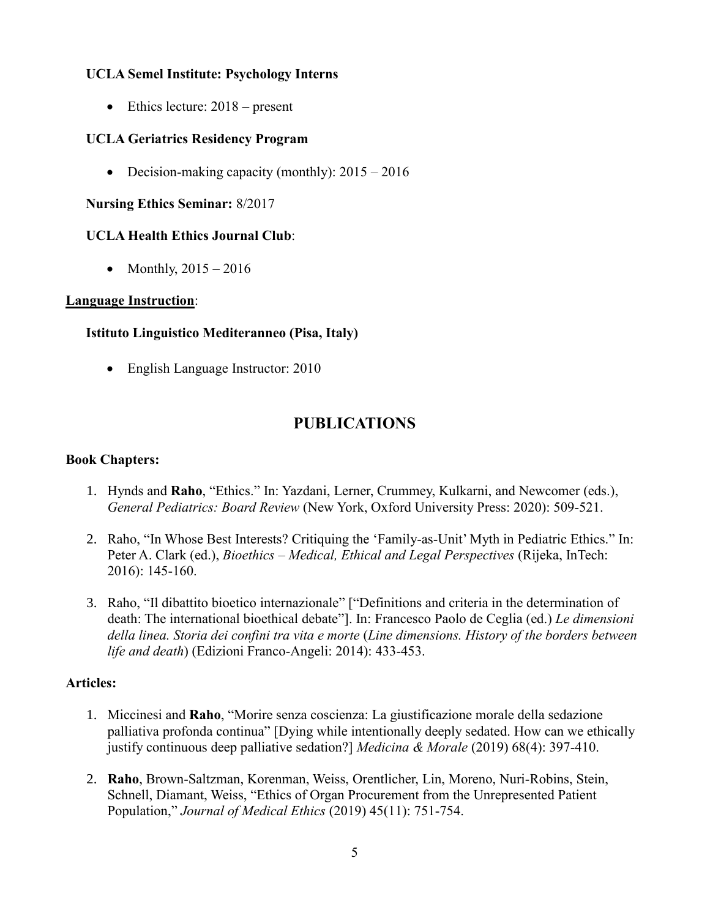**UCLA Semel Institute: Psychology Interns**

- Ethics lecture: 2018 – present

**UCLA Geriatrics Residency Program**

- Decision-making capacity (monthly): 2015 – 2016

**Nursing Ethics Seminar:** 8/2017

**UCLA Health Ethics Journal Club**:

- Monthly, 2015 – 2016

**Language Instruction**:

**Istituto Linguistico Mediteranneo (Pisa, Italy)**

- English Language Instructor: 2010

## PUBLICATIONS

**Book Chapters:**

1. Hynds and **Raho**, "Ethics." In: Yazdani, Lerner, Crummey, Kulkarni, and Newcomer (eds.), *General Pediatrics: Board Review* (New York, Oxford University Press: 2020): 509-521.

2. Raho, "In Whose Best Interests? Critiquing the 'Family-as-Unit' Myth in Pediatric Ethics." In: Peter A. Clark (ed.), *Bioethics – Medical, Ethical and Legal Perspectives* (Rijeka, InTech: 2016): 145-160.

3. Raho, "Il dibattito bioetico internazionale" ["Definitions and criteria in the determination of death: The international bioethical debate"]. In: Francesco Paolo de Ceglia (ed.) *Le dimensioni della linea. Storia dei confini tra vita e morte* (*Line dimensions. History of the borders between life and death*) (Edizioni Franco-Angeli: 2014): 433-453.

**Articles:**

1. Miccinesi and **Raho**, "Morire senza coscienza: La giustificazione morale della sedazione palliativa profonda continua" [Dying while intentionally deeply sedated. How can we ethically justify continuous deep palliative sedation?] *Medicina & Morale* (2019) 68(4): 397-410.

2. **Raho**, Brown-Saltzman, Korenman, Weiss, Orentlicher, Lin, Moreno, Nuri-Robins, Stein, Schnell, Diamant, Weiss, "Ethics of Organ Procurement from the Unrepresented Patient Population," *Journal of Medical Ethics* (2019) 45(11): 751-754.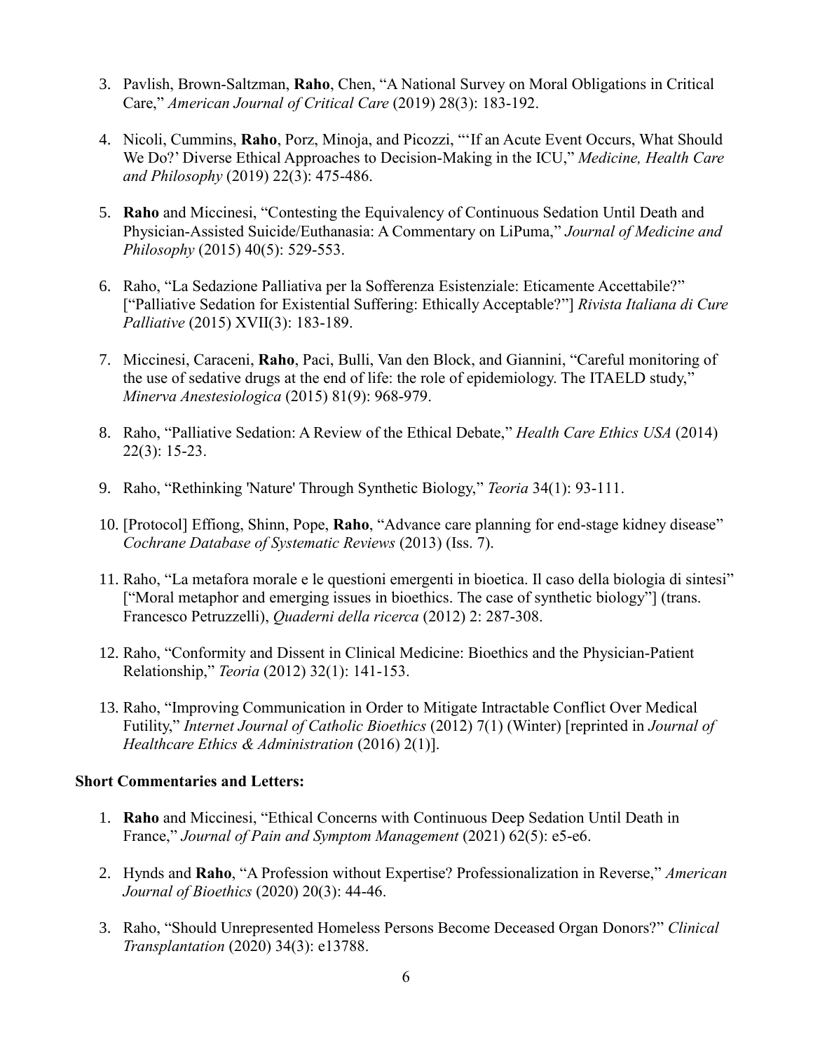3. Pavlish, Brown-Saltzman, **Raho**, Chen, “A National Survey on Moral Obligations in Critical Care,” *American Journal of Critical Care* (2019) 28(3): 183-192.

4. Nicoli, Cummins, **Raho**, Porz, Minoja, and Picozzi, “‘If an Acute Event Occurs, What Should We Do?’ Diverse Ethical Approaches to Decision-Making in the ICU,” *Medicine, Health Care and Philosophy* (2019) 22(3): 475-486.

5. **Raho** and Miccinesi, “Contesting the Equivalency of Continuous Sedation Until Death and Physician-Assisted Suicide/Euthanasia: A Commentary on LiPuma,” *Journal of Medicine and Philosophy* (2015) 40(5): 529-553.

6. Raho, “La Sedazione Palliativa per la Sofferenza Esistenziale: Eticamente Accettabile?” ["Palliative Sedation for Existential Suffering: Ethically Acceptable?"] *Rivista Italiana di Cure Palliative* (2015) XVII(3): 183-189.

7. Miccinesi, Caraceni, **Raho**, Paci, Bulli, Van den Block, and Giannini, “Careful monitoring of the use of sedative drugs at the end of life: the role of epidemiology. The ITAELD study,” *Minerva Anestesiologica* (2015) 81(9): 968-979.

8. Raho, “Palliative Sedation: A Review of the Ethical Debate,” *Health Care Ethics USA* (2014) 22(3): 15-23.

9. Raho, “Rethinking 'Nature' Through Synthetic Biology,” *Teoria* 34(1): 93-111.

10. [Protocol] Effiong, Shinn, Pope, **Raho**, “Advance care planning for end-stage kidney disease” *Cochrane Database of Systematic Reviews* (2013) (Iss. 7).

11. Raho, “La metafora morale e le questioni emergenti in bioetica. Il caso della biologia di sintesi” ["Moral metaphor and emerging issues in bioethics. The case of synthetic biology"] (trans. Francesco Petruzzelli), *Quaderni della ricerca* (2012) 2: 287-308.

12. Raho, “Conformity and Dissent in Clinical Medicine: Bioethics and the Physician-Patient Relationship,” *Teoria* (2012) 32(1): 141-153.

13. Raho, “Improving Communication in Order to Mitigate Intractable Conflict Over Medical Futility,” *Internet Journal of Catholic Bioethics* (2012) 7(1) (Winter) [reprinted in *Journal of Healthcare Ethics & Administration* (2016) 2(1)].

**Short Commentaries and Letters:**

1. **Raho** and Miccinesi, “Ethical Concerns with Continuous Deep Sedation Until Death in France,” *Journal of Pain and Symptom Management* (2021) 62(5): e5-e6.

2. Hynds and **Raho**, “A Profession without Expertise? Professionalization in Reverse,” *American Journal of Bioethics* (2020) 20(3): 44-46.

3. Raho, “Should Unrepresented Homeless Persons Become Deceased Organ Donors?” *Clinical Transplantation* (2020) 34(3): e13788.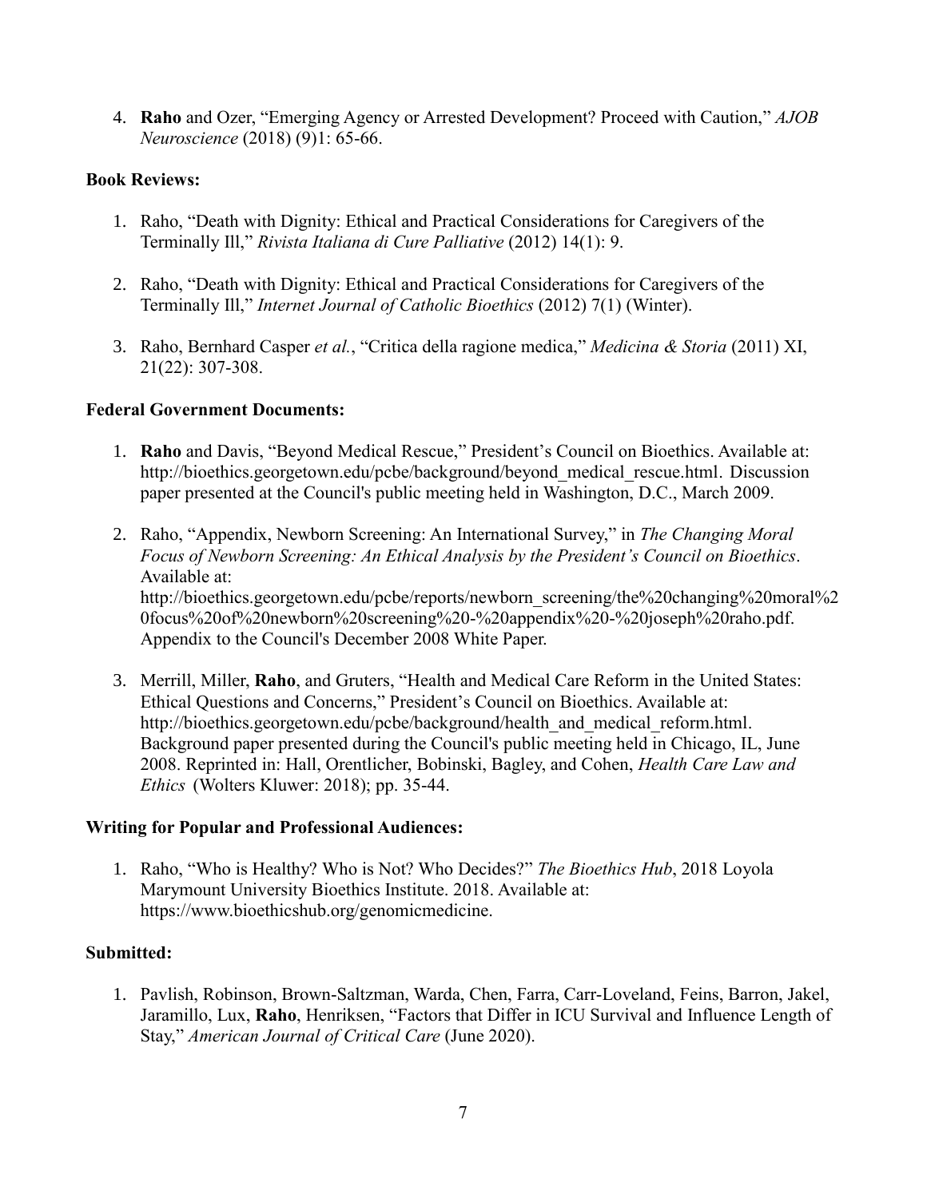4. **Raho** and Ozer, "Emerging Agency or Arrested Development? Proceed with Caution," *AJOB Neuroscience* (2018) (9)1: 65-66.

**Book Reviews:**

1. Raho, "Death with Dignity: Ethical and Practical Considerations for Caregivers of the Terminally Ill," *Rivista Italiana di Cure Palliative* (2012) 14(1): 9.

2. Raho, "Death with Dignity: Ethical and Practical Considerations for Caregivers of the Terminally Ill," *Internet Journal of Catholic Bioethics* (2012) 7(1) (Winter).

3. Raho, Bernhard Casper *et al.*, "Critica della ragione medica," *Medicina & Storia* (2011) XI, 21(22): 307-308.

**Federal Government Documents:**

1. **Raho** and Davis, "Beyond Medical Rescue," President's Council on Bioethics. Available at: http://bioethics.georgetown.edu/pcbe/background/beyond_medical_rescue.html. Discussion paper presented at the Council's public meeting held in Washington, D.C., March 2009.

2. Raho, "Appendix, Newborn Screening: An International Survey," in *The Changing Moral Focus of Newborn Screening: An Ethical Analysis by the President's Council on Bioethics*. Available at: http://bioethics.georgetown.edu/pcbe/reports/newborn_screening/the%20changing%20moral%20focus%20of%20newborn%20screening%20-%20appendix%20-%20joseph%20raho.pdf. Appendix to the Council's December 2008 White Paper.

3. Merrill, Miller, **Raho**, and Gruters, "Health and Medical Care Reform in the United States: Ethical Questions and Concerns," President's Council on Bioethics. Available at: http://bioethics.georgetown.edu/pcbe/background/health_and_medical_reform.html. Background paper presented during the Council's public meeting held in Chicago, IL, June 2008. Reprinted in: Hall, Orentlicher, Bobinski, Bagley, and Cohen, *Health Care Law and Ethics* (Wolters Kluwer: 2018); pp. 35-44.

**Writing for Popular and Professional Audiences:**

1. Raho, "Who is Healthy? Who is Not? Who Decides?" *The Bioethics Hub*, 2018 Loyola Marymount University Bioethics Institute. 2018. Available at: https://www.bioethicshub.org/genomicmedicine.

**Submitted:**

1. Pavlish, Robinson, Brown-Saltzman, Warda, Chen, Farra, Carr-Loveland, Feins, Barron, Jakel, Jaramillo, Lux, **Raho**, Henriksen, "Factors that Differ in ICU Survival and Influence Length of Stay," *American Journal of Critical Care* (June 2020).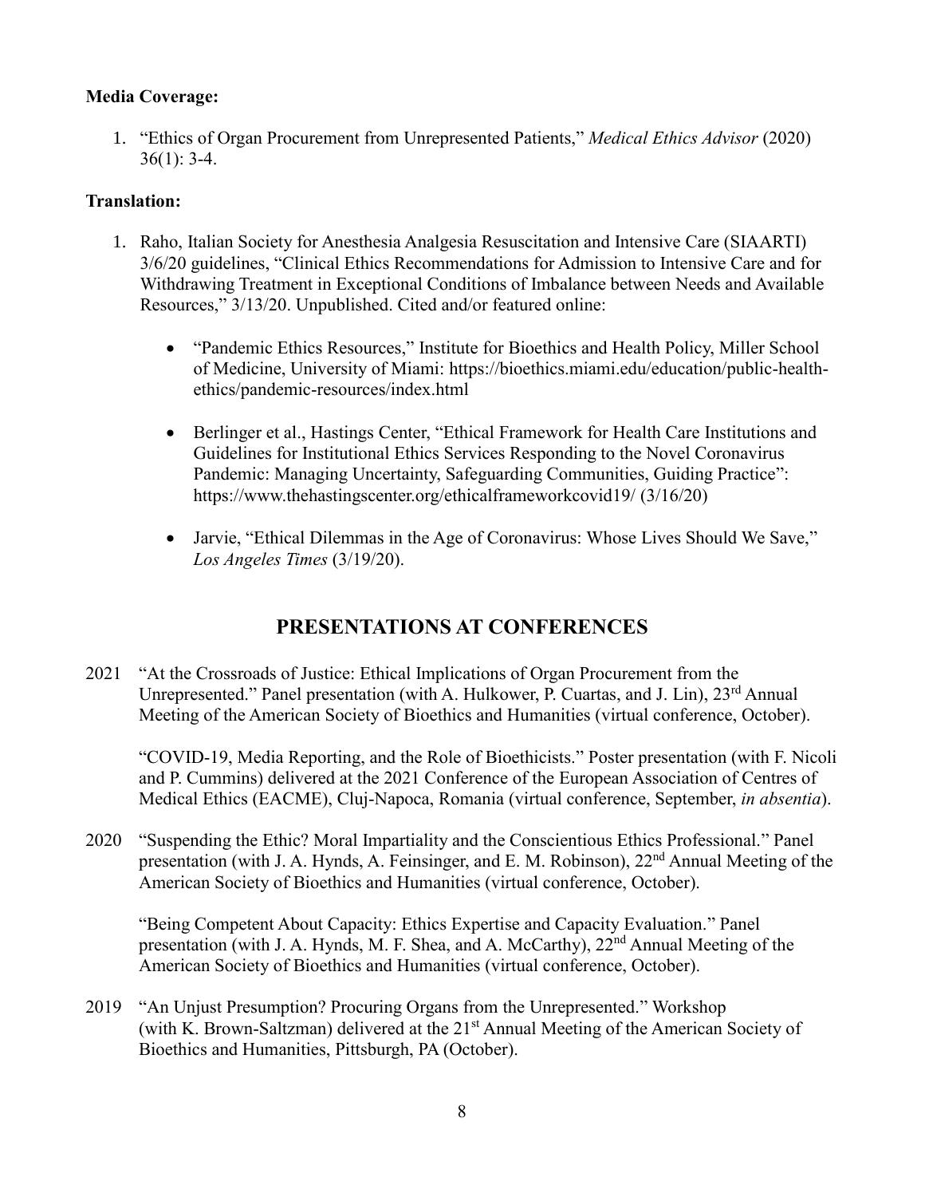**Media Coverage:**

1. "Ethics of Organ Procurement from Unrepresented Patients," *Medical Ethics Advisor* (2020) 36(1): 3-4.

**Translation:**

1. Raho, Italian Society for Anesthesia Analgesia Resuscitation and Intensive Care (SIAARTI) 3/6/20 guidelines, "Clinical Ethics Recommendations for Admission to Intensive Care and for Withdrawing Treatment in Exceptional Conditions of Imbalance between Needs and Available Resources," 3/13/20. Unpublished. Cited and/or featured online:

   - "Pandemic Ethics Resources," Institute for Bioethics and Health Policy, Miller School of Medicine, University of Miami: https://bioethics.miami.edu/education/public-health-ethics/pandemic-resources/index.html

   - Berlinger et al., Hastings Center, "Ethical Framework for Health Care Institutions and Guidelines for Institutional Ethics Services Responding to the Novel Coronavirus Pandemic: Managing Uncertainty, Safeguarding Communities, Guiding Practice": https://www.thehastingscenter.org/ethicalframeworkcovid19/ (3/16/20)

   - Jarvie, "Ethical Dilemmas in the Age of Coronavirus: Whose Lives Should We Save," *Los Angeles Times* (3/19/20).

## PRESENTATIONS AT CONFERENCES

2021 "At the Crossroads of Justice: Ethical Implications of Organ Procurement from the Unrepresented." Panel presentation (with A. Hulkower, P. Cuartas, and J. Lin), 23rd Annual Meeting of the American Society of Bioethics and Humanities (virtual conference, October).

"COVID-19, Media Reporting, and the Role of Bioethicists." Poster presentation (with F. Nicoli and P. Cummins) delivered at the 2021 Conference of the European Association of Centres of Medical Ethics (EACME), Cluj-Napoca, Romania (virtual conference, September, *in absentia*).

2020 "Suspending the Ethic? Moral Impartiality and the Conscientious Ethics Professional." Panel presentation (with J. A. Hynds, A. Feinsinger, and E. M. Robinson), 22nd Annual Meeting of the American Society of Bioethics and Humanities (virtual conference, October).

"Being Competent About Capacity: Ethics Expertise and Capacity Evaluation." Panel presentation (with J. A. Hynds, M. F. Shea, and A. McCarthy), 22nd Annual Meeting of the American Society of Bioethics and Humanities (virtual conference, October).

2019 "An Unjust Presumption? Procuring Organs from the Unrepresented." Workshop (with K. Brown-Saltzman) delivered at the 21st Annual Meeting of the American Society of Bioethics and Humanities, Pittsburgh, PA (October).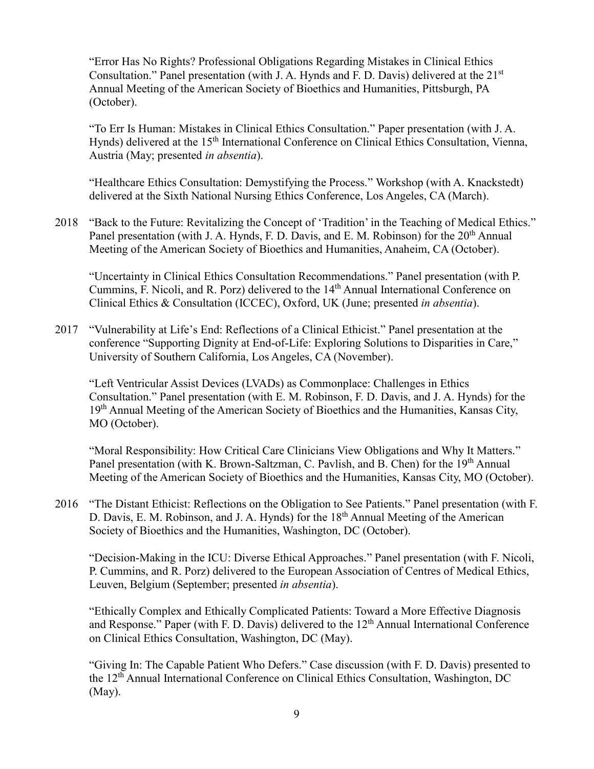"Error Has No Rights? Professional Obligations Regarding Mistakes in Clinical Ethics Consultation." Panel presentation (with J. A. Hynds and F. D. Davis) delivered at the 21st Annual Meeting of the American Society of Bioethics and Humanities, Pittsburgh, PA (October).

"To Err Is Human: Mistakes in Clinical Ethics Consultation." Paper presentation (with J. A. Hynds) delivered at the 15th International Conference on Clinical Ethics Consultation, Vienna, Austria (May; presented *in absentia*).

"Healthcare Ethics Consultation: Demystifying the Process." Workshop (with A. Knackstedt) delivered at the Sixth National Nursing Ethics Conference, Los Angeles, CA (March).

2018 "Back to the Future: Revitalizing the Concept of 'Tradition' in the Teaching of Medical Ethics." Panel presentation (with J. A. Hynds, F. D. Davis, and E. M. Robinson) for the 20th Annual Meeting of the American Society of Bioethics and Humanities, Anaheim, CA (October).

"Uncertainty in Clinical Ethics Consultation Recommendations." Panel presentation (with P. Cummins, F. Nicoli, and R. Porz) delivered to the 14th Annual International Conference on Clinical Ethics & Consultation (ICCEC), Oxford, UK (June; presented *in absentia*).

2017 "Vulnerability at Life's End: Reflections of a Clinical Ethicist." Panel presentation at the conference "Supporting Dignity at End-of-Life: Exploring Solutions to Disparities in Care," University of Southern California, Los Angeles, CA (November).

"Left Ventricular Assist Devices (LVADs) as Commonplace: Challenges in Ethics Consultation." Panel presentation (with E. M. Robinson, F. D. Davis, and J. A. Hynds) for the 19th Annual Meeting of the American Society of Bioethics and the Humanities, Kansas City, MO (October).

"Moral Responsibility: How Critical Care Clinicians View Obligations and Why It Matters." Panel presentation (with K. Brown-Saltzman, C. Pavlish, and B. Chen) for the 19th Annual Meeting of the American Society of Bioethics and the Humanities, Kansas City, MO (October).

2016 "The Distant Ethicist: Reflections on the Obligation to See Patients." Panel presentation (with F. D. Davis, E. M. Robinson, and J. A. Hynds) for the 18th Annual Meeting of the American Society of Bioethics and the Humanities, Washington, DC (October).

"Decision-Making in the ICU: Diverse Ethical Approaches." Panel presentation (with F. Nicoli, P. Cummins, and R. Porz) delivered to the European Association of Centres of Medical Ethics, Leuven, Belgium (September; presented *in absentia*).

"Ethically Complex and Ethically Complicated Patients: Toward a More Effective Diagnosis and Response." Paper (with F. D. Davis) delivered to the 12th Annual International Conference on Clinical Ethics Consultation, Washington, DC (May).

"Giving In: The Capable Patient Who Defers." Case discussion (with F. D. Davis) presented to the 12th Annual International Conference on Clinical Ethics Consultation, Washington, DC (May).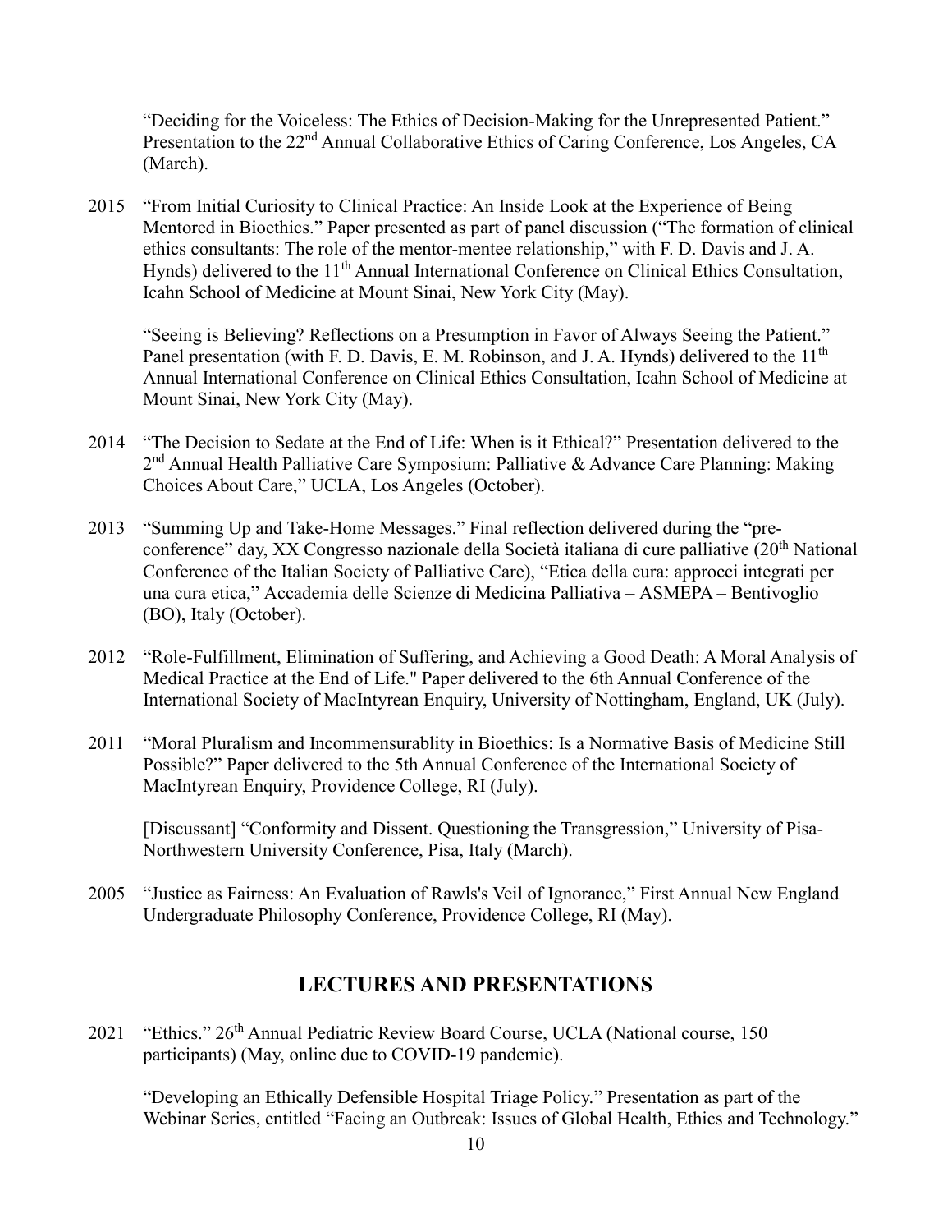"Deciding for the Voiceless: The Ethics of Decision-Making for the Unrepresented Patient." Presentation to the 22nd Annual Collaborative Ethics of Caring Conference, Los Angeles, CA (March).

2015 "From Initial Curiosity to Clinical Practice: An Inside Look at the Experience of Being Mentored in Bioethics." Paper presented as part of panel discussion ("The formation of clinical ethics consultants: The role of the mentor-mentee relationship," with F. D. Davis and J. A. Hynds) delivered to the 11th Annual International Conference on Clinical Ethics Consultation, Icahn School of Medicine at Mount Sinai, New York City (May).

"Seeing is Believing? Reflections on a Presumption in Favor of Always Seeing the Patient." Panel presentation (with F. D. Davis, E. M. Robinson, and J. A. Hynds) delivered to the 11th Annual International Conference on Clinical Ethics Consultation, Icahn School of Medicine at Mount Sinai, New York City (May).

2014 "The Decision to Sedate at the End of Life: When is it Ethical?" Presentation delivered to the 2nd Annual Health Palliative Care Symposium: Palliative & Advance Care Planning: Making Choices About Care," UCLA, Los Angeles (October).

2013 "Summing Up and Take-Home Messages." Final reflection delivered during the "pre-conference" day, XX Congresso nazionale della Società italiana di cure palliative (20th National Conference of the Italian Society of Palliative Care), "Etica della cura: approcci integrati per una cura etica," Accademia delle Scienze di Medicina Palliativa – ASMEPA – Bentivoglio (BO), Italy (October).

2012 "Role-Fulfillment, Elimination of Suffering, and Achieving a Good Death: A Moral Analysis of Medical Practice at the End of Life." Paper delivered to the 6th Annual Conference of the International Society of MacIntyrean Enquiry, University of Nottingham, England, UK (July).

2011 "Moral Pluralism and Incommensurablity in Bioethics: Is a Normative Basis of Medicine Still Possible?" Paper delivered to the 5th Annual Conference of the International Society of MacIntyrean Enquiry, Providence College, RI (July).

[Discussant] "Conformity and Dissent. Questioning the Transgression," University of Pisa-Northwestern University Conference, Pisa, Italy (March).

2005 "Justice as Fairness: An Evaluation of Rawls's Veil of Ignorance," First Annual New England Undergraduate Philosophy Conference, Providence College, RI (May).

## LECTURES AND PRESENTATIONS

2021 "Ethics." 26th Annual Pediatric Review Board Course, UCLA (National course, 150 participants) (May, online due to COVID-19 pandemic).

"Developing an Ethically Defensible Hospital Triage Policy." Presentation as part of the Webinar Series, entitled "Facing an Outbreak: Issues of Global Health, Ethics and Technology."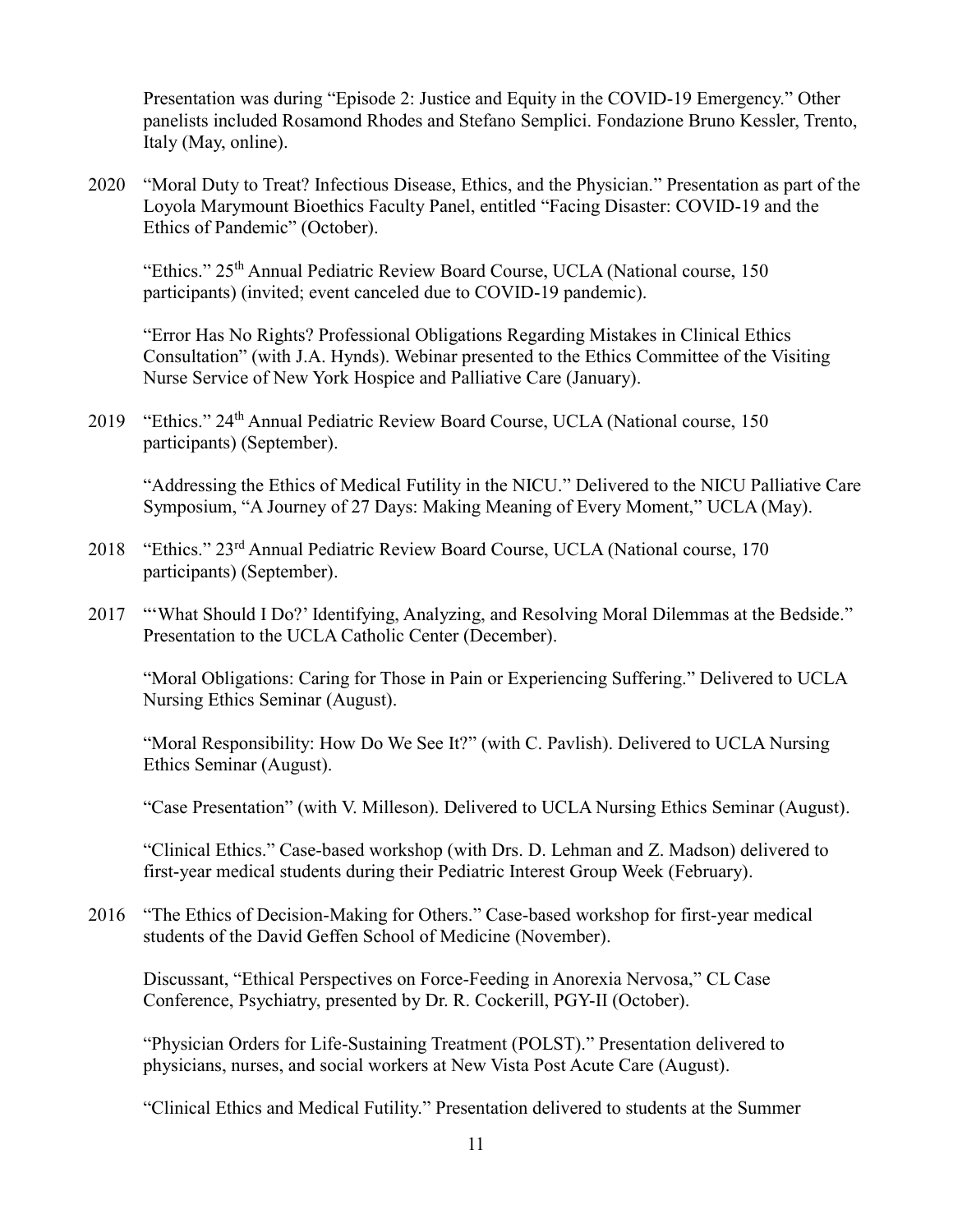Presentation was during "Episode 2: Justice and Equity in the COVID-19 Emergency." Other panelists included Rosamond Rhodes and Stefano Semplici. Fondazione Bruno Kessler, Trento, Italy (May, online).

2020 "Moral Duty to Treat? Infectious Disease, Ethics, and the Physician." Presentation as part of the Loyola Marymount Bioethics Faculty Panel, entitled "Facing Disaster: COVID-19 and the Ethics of Pandemic" (October).

"Ethics." 25th Annual Pediatric Review Board Course, UCLA (National course, 150 participants) (invited; event canceled due to COVID-19 pandemic).

"Error Has No Rights? Professional Obligations Regarding Mistakes in Clinical Ethics Consultation" (with J.A. Hynds). Webinar presented to the Ethics Committee of the Visiting Nurse Service of New York Hospice and Palliative Care (January).

2019 "Ethics." 24th Annual Pediatric Review Board Course, UCLA (National course, 150 participants) (September).

"Addressing the Ethics of Medical Futility in the NICU." Delivered to the NICU Palliative Care Symposium, "A Journey of 27 Days: Making Meaning of Every Moment," UCLA (May).

2018 "Ethics." 23rd Annual Pediatric Review Board Course, UCLA (National course, 170 participants) (September).

2017 "'What Should I Do?' Identifying, Analyzing, and Resolving Moral Dilemmas at the Bedside." Presentation to the UCLA Catholic Center (December).

"Moral Obligations: Caring for Those in Pain or Experiencing Suffering." Delivered to UCLA Nursing Ethics Seminar (August).

"Moral Responsibility: How Do We See It?" (with C. Pavlish). Delivered to UCLA Nursing Ethics Seminar (August).

"Case Presentation" (with V. Milleson). Delivered to UCLA Nursing Ethics Seminar (August).

"Clinical Ethics." Case-based workshop (with Drs. D. Lehman and Z. Madson) delivered to first-year medical students during their Pediatric Interest Group Week (February).

2016 "The Ethics of Decision-Making for Others." Case-based workshop for first-year medical students of the David Geffen School of Medicine (November).

Discussant, "Ethical Perspectives on Force-Feeding in Anorexia Nervosa," CL Case Conference, Psychiatry, presented by Dr. R. Cockerill, PGY-II (October).

"Physician Orders for Life-Sustaining Treatment (POLST)." Presentation delivered to physicians, nurses, and social workers at New Vista Post Acute Care (August).

"Clinical Ethics and Medical Futility." Presentation delivered to students at the Summer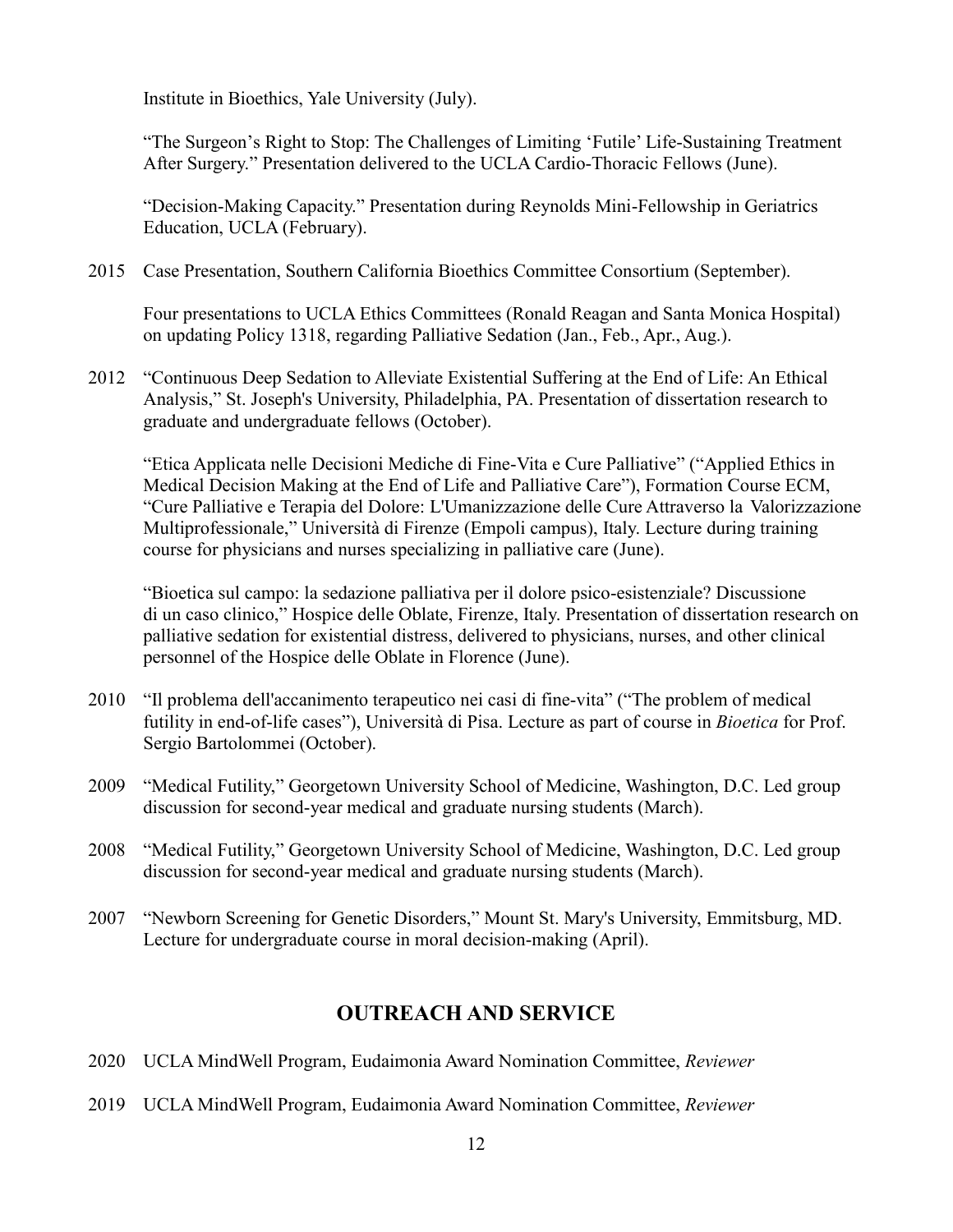Institute in Bioethics, Yale University (July).

"The Surgeon's Right to Stop: The Challenges of Limiting 'Futile' Life-Sustaining Treatment After Surgery." Presentation delivered to the UCLA Cardio-Thoracic Fellows (June).

"Decision-Making Capacity." Presentation during Reynolds Mini-Fellowship in Geriatrics Education, UCLA (February).

2015 Case Presentation, Southern California Bioethics Committee Consortium (September).

Four presentations to UCLA Ethics Committees (Ronald Reagan and Santa Monica Hospital) on updating Policy 1318, regarding Palliative Sedation (Jan., Feb., Apr., Aug.).

2012 "Continuous Deep Sedation to Alleviate Existential Suffering at the End of Life: An Ethical Analysis," St. Joseph's University, Philadelphia, PA. Presentation of dissertation research to graduate and undergraduate fellows (October).

"Etica Applicata nelle Decisioni Mediche di Fine-Vita e Cure Palliative" ("Applied Ethics in Medical Decision Making at the End of Life and Palliative Care"), Formation Course ECM, "Cure Palliative e Terapia del Dolore: L'Umanizzazione delle Cure Attraverso la Valorizzazione Multiprofessionale," Università di Firenze (Empoli campus), Italy. Lecture during training course for physicians and nurses specializing in palliative care (June).

"Bioetica sul campo: la sedazione palliativa per il dolore psico-esistenziale? Discussione di un caso clinico," Hospice delle Oblate, Firenze, Italy. Presentation of dissertation research on palliative sedation for existential distress, delivered to physicians, nurses, and other clinical personnel of the Hospice delle Oblate in Florence (June).

2010 "Il problema dell'accanimento terapeutico nei casi di fine-vita" ("The problem of medical futility in end-of-life cases"), Università di Pisa. Lecture as part of course in *Bioetica* for Prof. Sergio Bartolommei (October).

2009 "Medical Futility," Georgetown University School of Medicine, Washington, D.C. Led group discussion for second-year medical and graduate nursing students (March).

2008 "Medical Futility," Georgetown University School of Medicine, Washington, D.C. Led group discussion for second-year medical and graduate nursing students (March).

2007 "Newborn Screening for Genetic Disorders," Mount St. Mary's University, Emmitsburg, MD. Lecture for undergraduate course in moral decision-making (April).

## OUTREACH AND SERVICE

2020 UCLA MindWell Program, Eudaimonia Award Nomination Committee, *Reviewer*

2019 UCLA MindWell Program, Eudaimonia Award Nomination Committee, *Reviewer*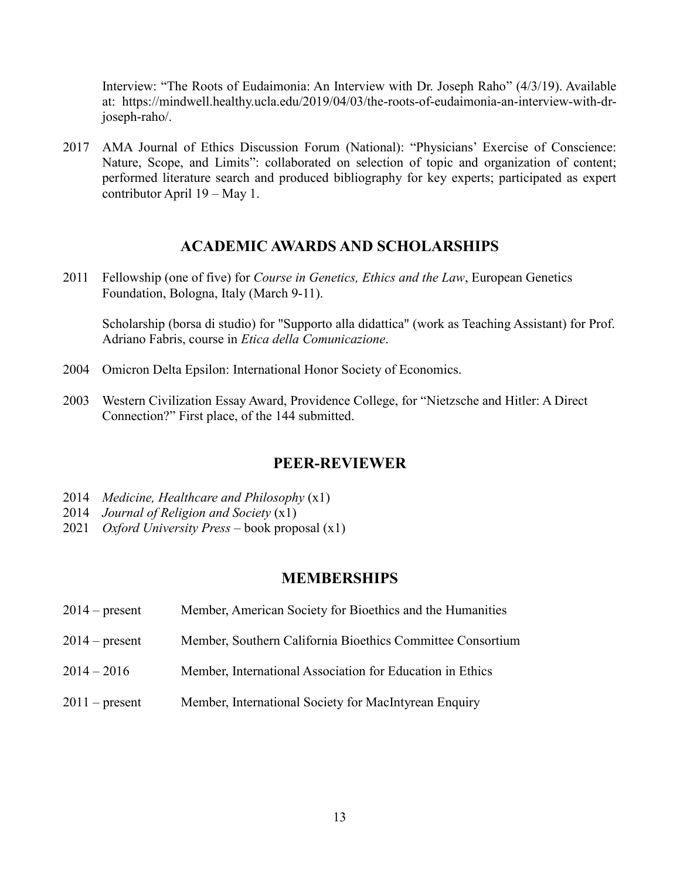Interview: "The Roots of Eudaimonia: An Interview with Dr. Joseph Raho" (4/3/19). Available at: https://mindwell.healthy.ucla.edu/2019/04/03/the-roots-of-eudaimonia-an-interview-with-dr-joseph-raho/.

2017 AMA Journal of Ethics Discussion Forum (National): "Physicians' Exercise of Conscience: Nature, Scope, and Limits": collaborated on selection of topic and organization of content; performed literature search and produced bibliography for key experts; participated as expert contributor April 19 – May 1.

## ACADEMIC AWARDS AND SCHOLARSHIPS

2011 Fellowship (one of five) for *Course in Genetics, Ethics and the Law*, European Genetics Foundation, Bologna, Italy (March 9-11).

Scholarship (borsa di studio) for "Supporto alla didattica" (work as Teaching Assistant) for Prof. Adriano Fabris, course in *Etica della Comunicazione*.

2004 Omicron Delta Epsilon: International Honor Society of Economics.

2003 Western Civilization Essay Award, Providence College, for "Nietzsche and Hitler: A Direct Connection?" First place, of the 144 submitted.

## PEER-REVIEWER

2014 *Medicine, Healthcare and Philosophy* (x1)
2014 *Journal of Religion and Society* (x1)
2021 *Oxford University Press* – book proposal (x1)

## MEMBERSHIPS

2014 – present Member, American Society for Bioethics and the Humanities

2014 – present Member, Southern California Bioethics Committee Consortium

2014 – 2016 Member, International Association for Education in Ethics

2011 – present Member, International Society for MacIntyrean Enquiry